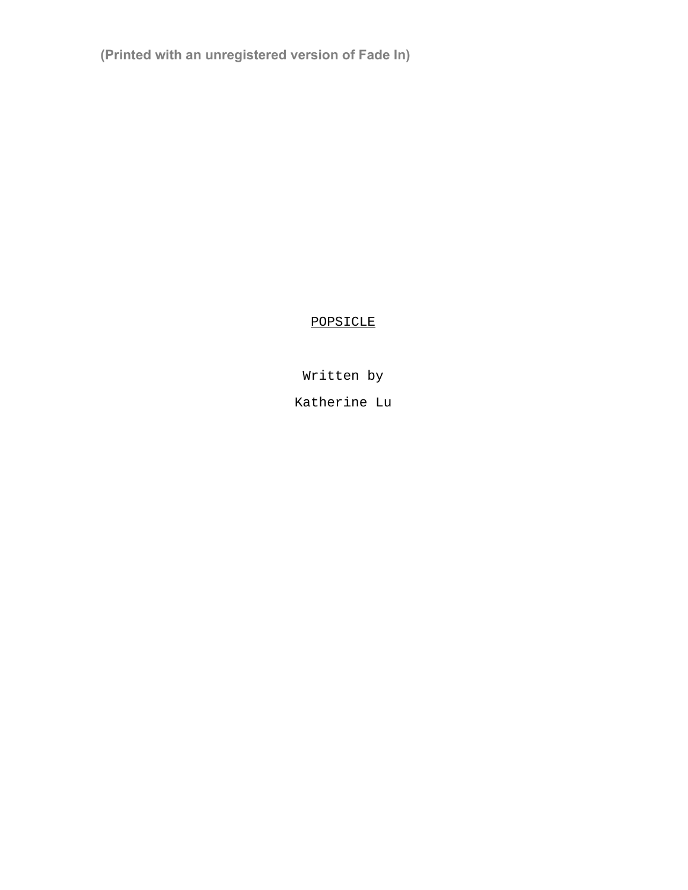(Printed with an unregistered version of Fade In)

# POPSICLE

Written by

Katherine Lu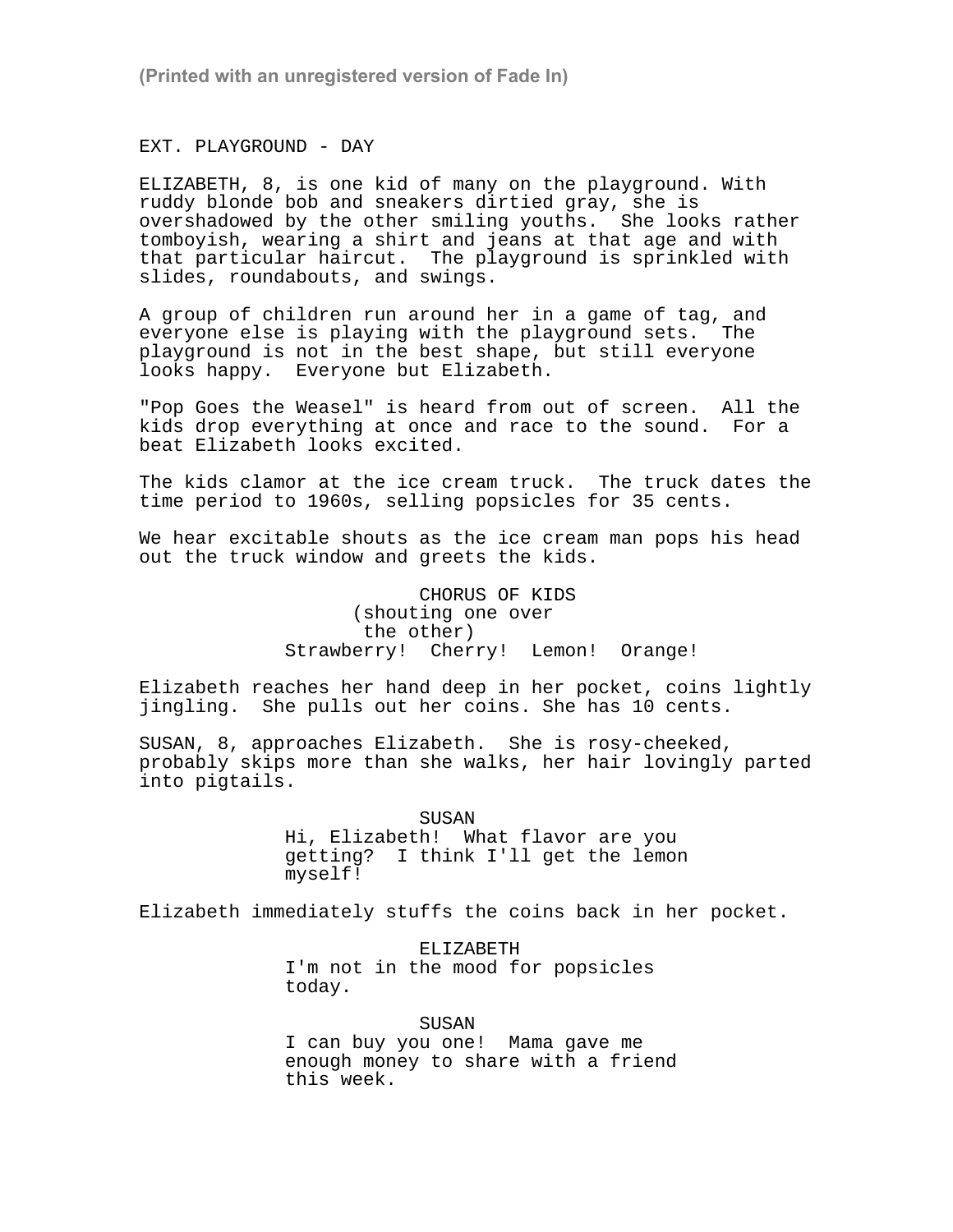EXT. PLAYGROUND - DAY

ELIZABETH, 8, is one kid of many on the playground. With ruddy blonde bob and sneakers dirtied gray, she is overshadowed by the other smiling youths. She looks rather tomboyish, wearing a shirt and jeans at that age and with that particular haircut. The playground is sprinkled with slides, roundabouts, and swings.

A group of children run around her in a game of tag, and everyone else is playing with the playground sets. The playground is not in the best shape, but still everyone looks happy. Everyone but Elizabeth.

"Pop Goes the Weasel" is heard from out of screen. All the kids drop everything at once and race to the sound. For a beat Elizabeth looks excited.

The kids clamor at the ice cream truck. The truck dates the time period to 1960s, selling popsicles for 35 cents.

We hear excitable shouts as the ice cream man pops his head out the truck window and greets the kids.

CHORUS OF KIDS
(shouting one over the other)
Strawberry! Cherry! Lemon! Orange!

Elizabeth reaches her hand deep in her pocket, coins lightly jingling. She pulls out her coins. She has 10 cents.

SUSAN, 8, approaches Elizabeth. She is rosy-cheeked, probably skips more than she walks, her hair lovingly parted into pigtails.

SUSAN
Hi, Elizabeth! What flavor are you getting? I think I'll get the lemon myself!

Elizabeth immediately stuffs the coins back in her pocket.

ELIZABETH
I'm not in the mood for popsicles today.

SUSAN
I can buy you one! Mama gave me enough money to share with a friend this week.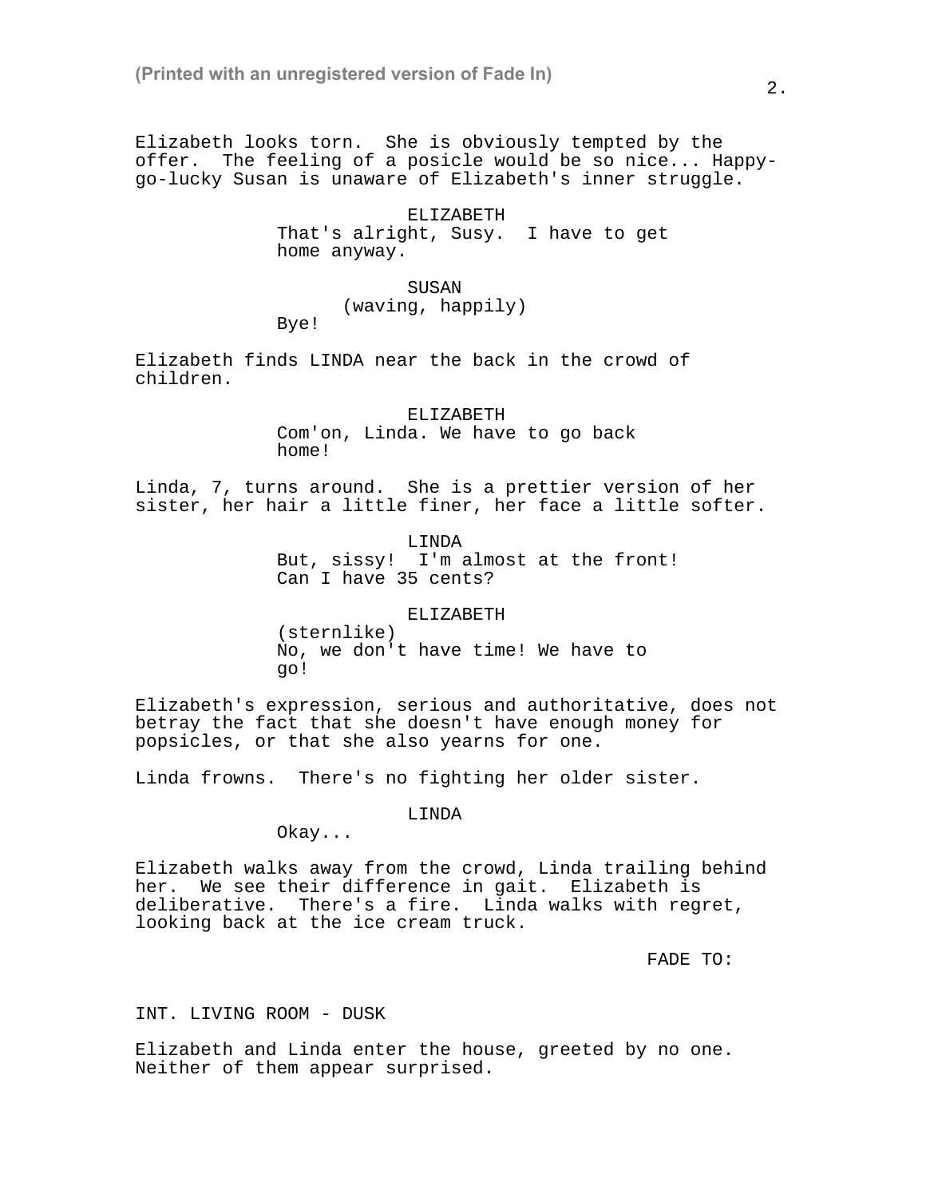Elizabeth looks torn. She is obviously tempted by the offer. The feeling of a posicle would be so nice... Happy-go-lucky Susan is unaware of Elizabeth's inner struggle.

ELIZABETH
That's alright, Susy. I have to get home anyway.

SUSAN
(waving, happily)
Bye!

Elizabeth finds LINDA near the back in the crowd of children.

ELIZABETH
Com'on, Linda. We have to go back home!

Linda, 7, turns around. She is a prettier version of her sister, her hair a little finer, her face a little softer.

LINDA
But, sissy! I'm almost at the front! Can I have 35 cents?

ELIZABETH
(sternlike)
No, we don't have time! We have to go!

Elizabeth's expression, serious and authoritative, does not betray the fact that she doesn't have enough money for popsicles, or that she also yearns for one.

Linda frowns. There's no fighting her older sister.

LINDA
Okay...

Elizabeth walks away from the crowd, Linda trailing behind her. We see their difference in gait. Elizabeth is deliberative. There's a fire. Linda walks with regret, looking back at the ice cream truck.

FADE TO:

INT. LIVING ROOM - DUSK

Elizabeth and Linda enter the house, greeted by no one. Neither of them appear surprised.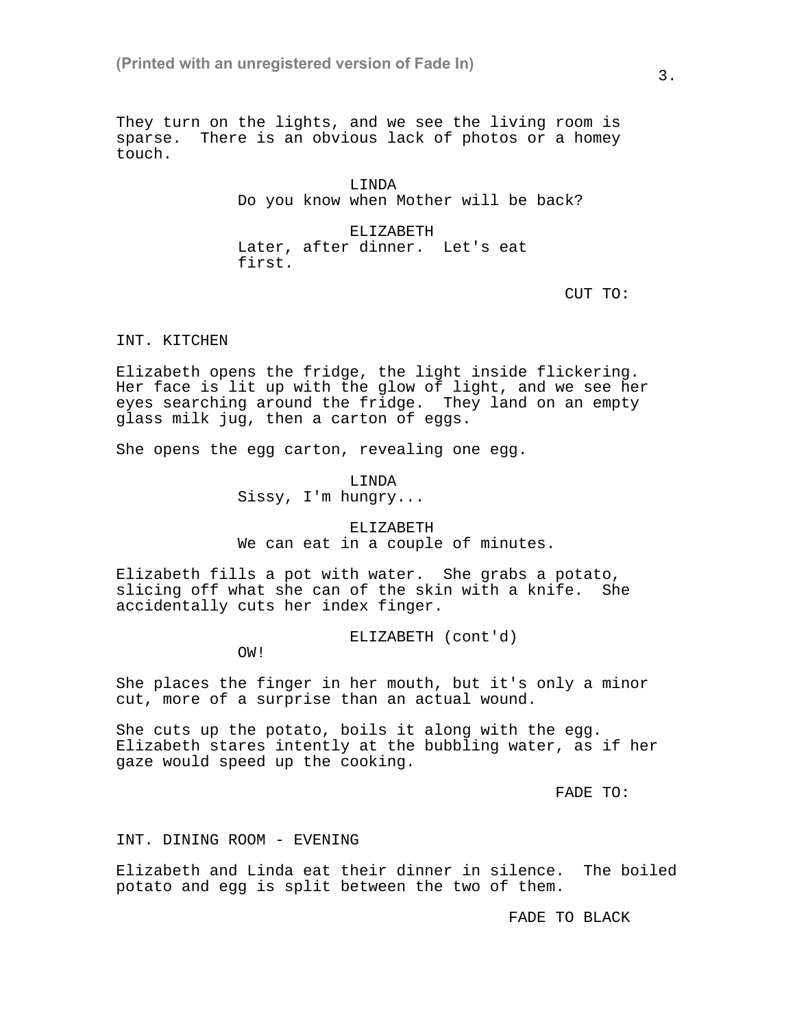They turn on the lights, and we see the living room is sparse. There is an obvious lack of photos or a homey touch.

LINDA
Do you know when Mother will be back?

ELIZABETH
Later, after dinner. Let's eat first.

CUT TO:

INT. KITCHEN

Elizabeth opens the fridge, the light inside flickering. Her face is lit up with the glow of light, and we see her eyes searching around the fridge. They land on an empty glass milk jug, then a carton of eggs.

She opens the egg carton, revealing one egg.

LINDA
Sissy, I'm hungry...

ELIZABETH
We can eat in a couple of minutes.

Elizabeth fills a pot with water. She grabs a potato, slicing off what she can of the skin with a knife. She accidentally cuts her index finger.

ELIZABETH (cont'd)
OW!

She places the finger in her mouth, but it's only a minor cut, more of a surprise than an actual wound.

She cuts up the potato, boils it along with the egg. Elizabeth stares intently at the bubbling water, as if her gaze would speed up the cooking.

FADE TO:

INT. DINING ROOM - EVENING

Elizabeth and Linda eat their dinner in silence. The boiled potato and egg is split between the two of them.

FADE TO BLACK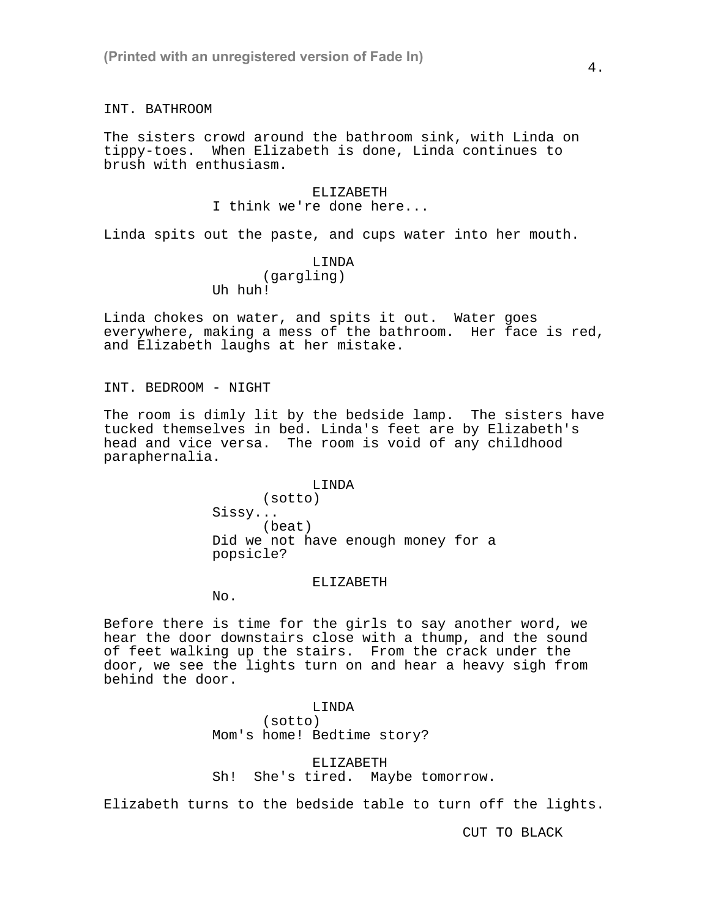INT. BATHROOM

The sisters crowd around the bathroom sink, with Linda on tippy-toes. When Elizabeth is done, Linda continues to brush with enthusiasm.

ELIZABETH
I think we're done here...

Linda spits out the paste, and cups water into her mouth.

LINDA
(gargling)
Uh huh!

Linda chokes on water, and spits it out. Water goes everywhere, making a mess of the bathroom. Her face is red, and Elizabeth laughs at her mistake.

INT. BEDROOM - NIGHT

The room is dimly lit by the bedside lamp. The sisters have tucked themselves in bed. Linda's feet are by Elizabeth's head and vice versa. The room is void of any childhood paraphernalia.

LINDA
(sotto)
Sissy...
(beat)
Did we not have enough money for a popsicle?

ELIZABETH
No.

Before there is time for the girls to say another word, we hear the door downstairs close with a thump, and the sound of feet walking up the stairs. From the crack under the door, we see the lights turn on and hear a heavy sigh from behind the door.

LINDA
(sotto)
Mom's home! Bedtime story?

ELIZABETH
Sh! She's tired. Maybe tomorrow.

Elizabeth turns to the bedside table to turn off the lights.

CUT TO BLACK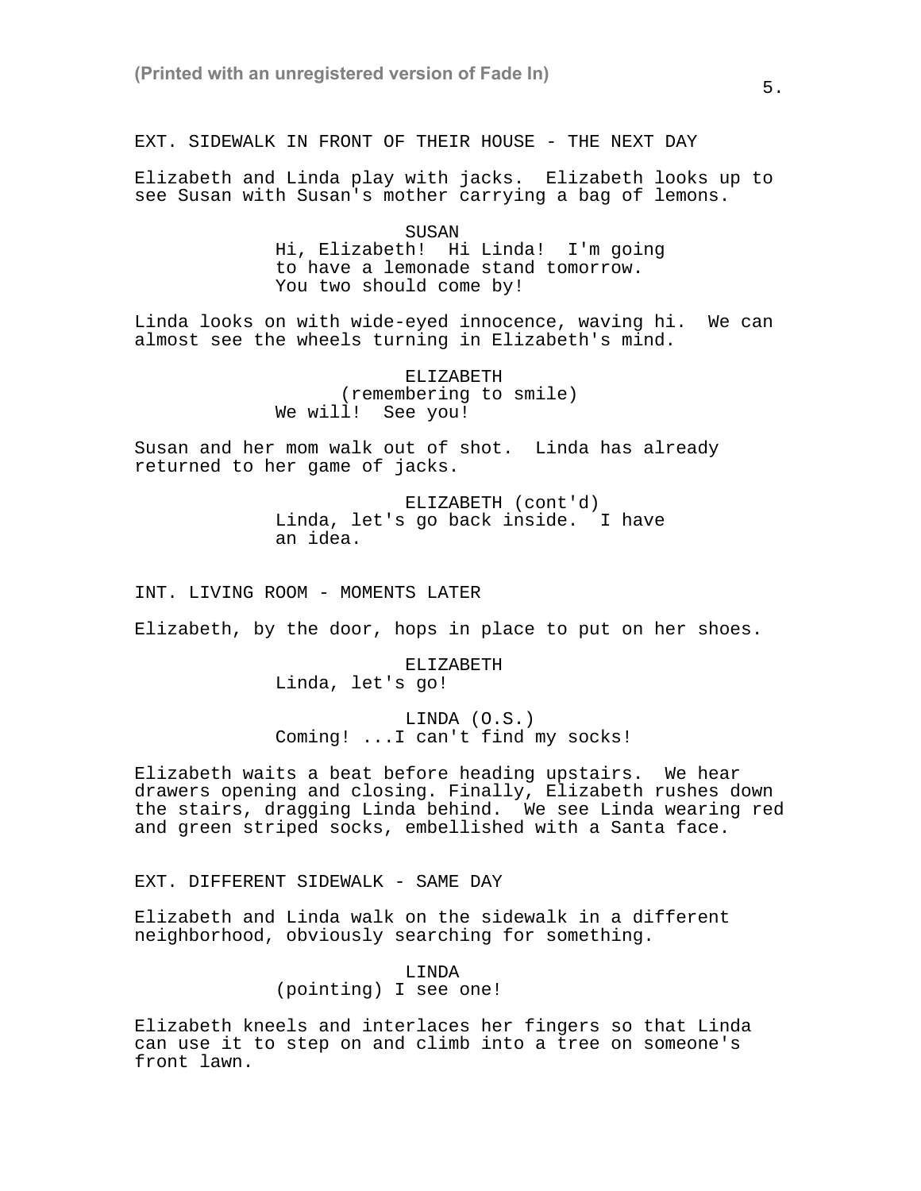EXT. SIDEWALK IN FRONT OF THEIR HOUSE - THE NEXT DAY

Elizabeth and Linda play with jacks. Elizabeth looks up to see Susan with Susan's mother carrying a bag of lemons.

SUSAN
Hi, Elizabeth! Hi Linda! I'm going to have a lemonade stand tomorrow. You two should come by!

Linda looks on with wide-eyed innocence, waving hi. We can almost see the wheels turning in Elizabeth's mind.

ELIZABETH
(remembering to smile)
We will! See you!

Susan and her mom walk out of shot. Linda has already returned to her game of jacks.

ELIZABETH (cont'd)
Linda, let's go back inside. I have an idea.

INT. LIVING ROOM - MOMENTS LATER

Elizabeth, by the door, hops in place to put on her shoes.

ELIZABETH
Linda, let's go!

LINDA (O.S.)
Coming! ...I can't find my socks!

Elizabeth waits a beat before heading upstairs. We hear drawers opening and closing. Finally, Elizabeth rushes down the stairs, dragging Linda behind. We see Linda wearing red and green striped socks, embellished with a Santa face.

EXT. DIFFERENT SIDEWALK - SAME DAY

Elizabeth and Linda walk on the sidewalk in a different neighborhood, obviously searching for something.

LINDA
(pointing) I see one!

Elizabeth kneels and interlaces her fingers so that Linda can use it to step on and climb into a tree on someone's front lawn.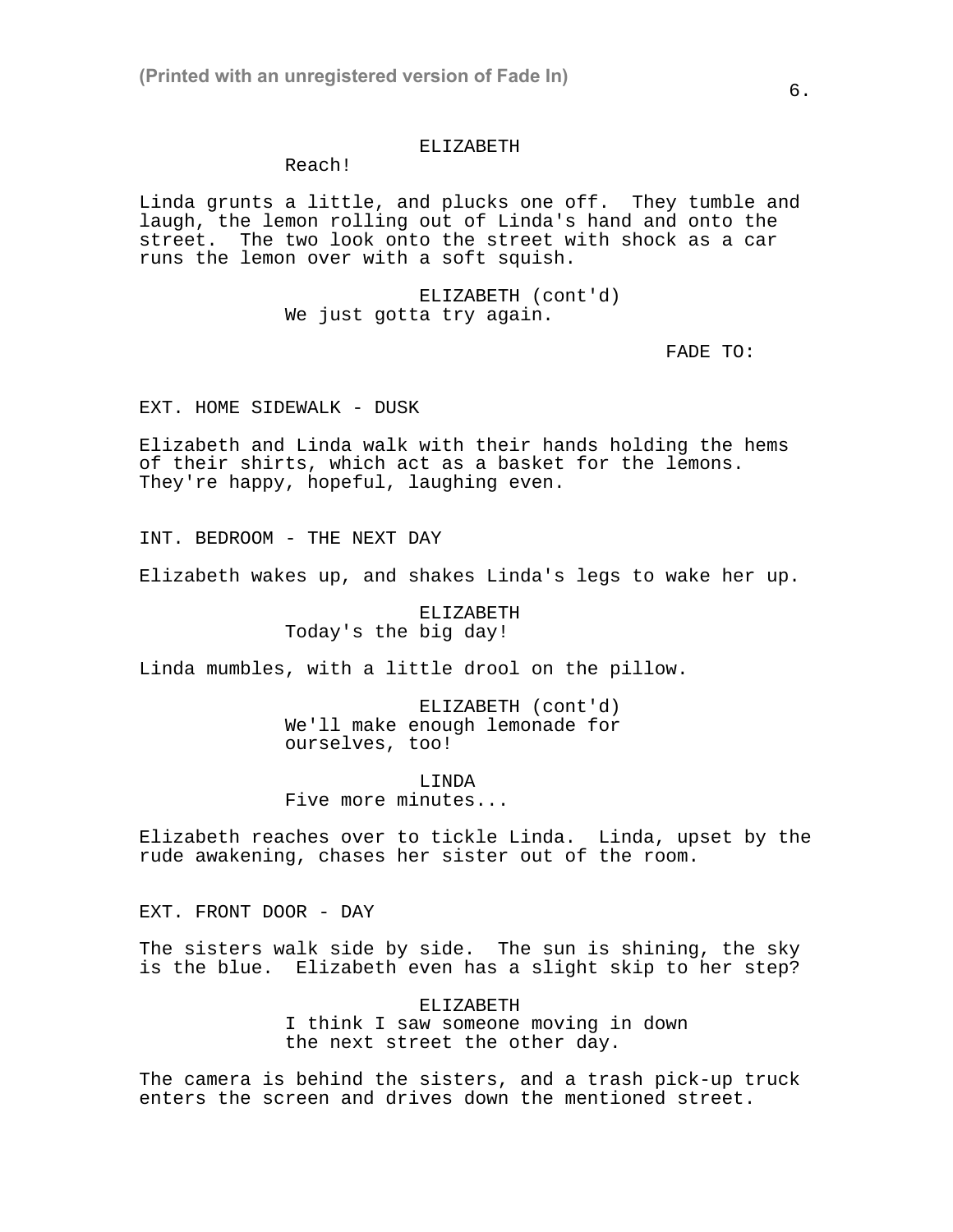ELIZABETH
Reach!

Linda grunts a little, and plucks one off. They tumble and laugh, the lemon rolling out of Linda's hand and onto the street. The two look onto the street with shock as a car runs the lemon over with a soft squish.

ELIZABETH (cont'd)
We just gotta try again.

FADE TO:

EXT. HOME SIDEWALK - DUSK

Elizabeth and Linda walk with their hands holding the hems of their shirts, which act as a basket for the lemons. They're happy, hopeful, laughing even.

INT. BEDROOM - THE NEXT DAY

Elizabeth wakes up, and shakes Linda's legs to wake her up.

ELIZABETH
Today's the big day!

Linda mumbles, with a little drool on the pillow.

ELIZABETH (cont'd)
We'll make enough lemonade for ourselves, too!

LINDA
Five more minutes...

Elizabeth reaches over to tickle Linda. Linda, upset by the rude awakening, chases her sister out of the room.

EXT. FRONT DOOR - DAY

The sisters walk side by side. The sun is shining, the sky is the blue. Elizabeth even has a slight skip to her step?

ELIZABETH
I think I saw someone moving in down the next street the other day.

The camera is behind the sisters, and a trash pick-up truck enters the screen and drives down the mentioned street.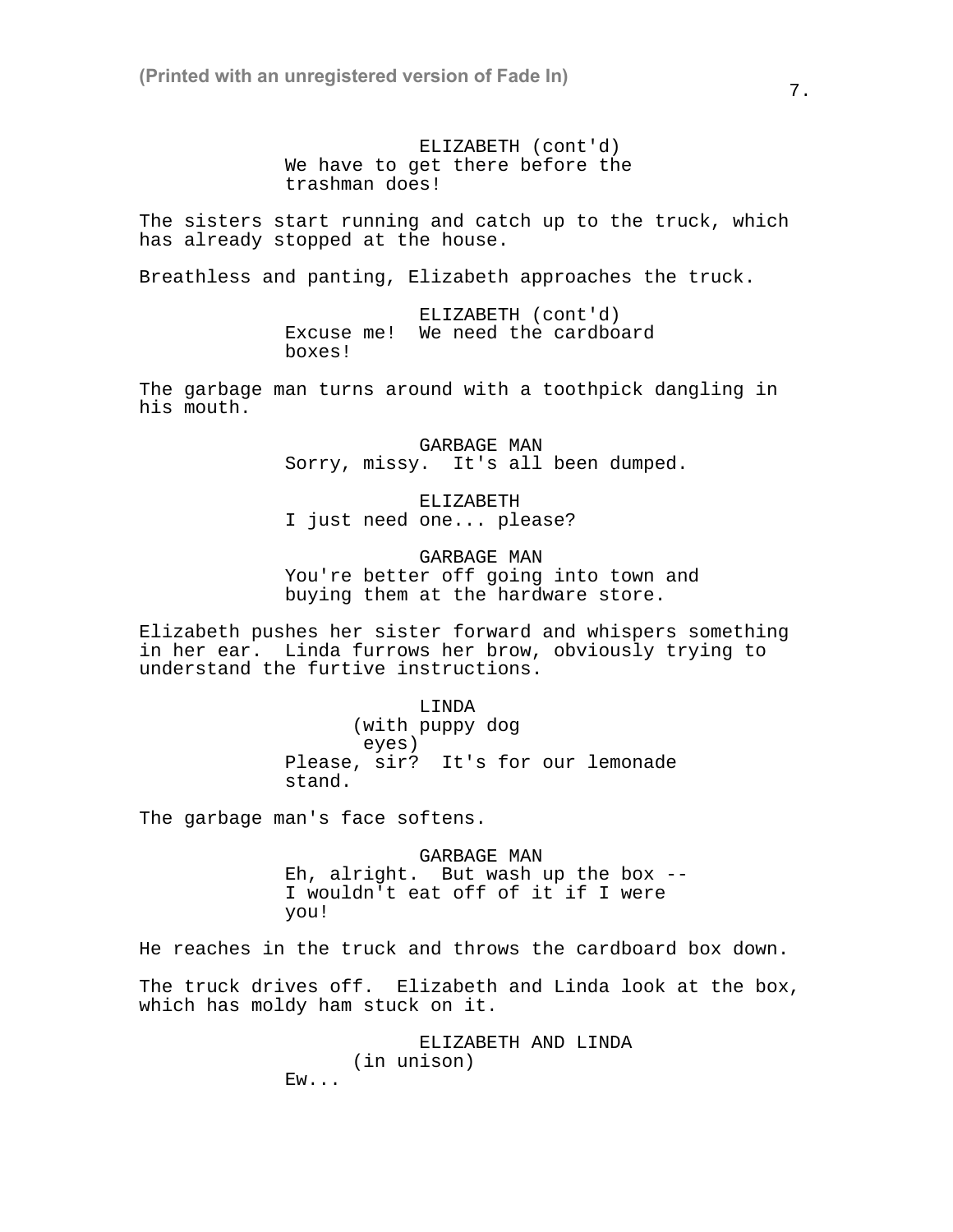ELIZABETH (cont'd)
We have to get there before the trashman does!

The sisters start running and catch up to the truck, which has already stopped at the house.

Breathless and panting, Elizabeth approaches the truck.

ELIZABETH (cont'd)
Excuse me!  We need the cardboard boxes!

The garbage man turns around with a toothpick dangling in his mouth.

GARBAGE MAN
Sorry, missy.  It's all been dumped.

ELIZABETH
I just need one... please?

GARBAGE MAN
You're better off going into town and buying them at the hardware store.

Elizabeth pushes her sister forward and whispers something in her ear.  Linda furrows her brow, obviously trying to understand the furtive instructions.

LINDA
(with puppy dog eyes)
Please, sir?  It's for our lemonade stand.

The garbage man's face softens.

GARBAGE MAN
Eh, alright.  But wash up the box -- I wouldn't eat off of it if I were you!

He reaches in the truck and throws the cardboard box down.

The truck drives off.  Elizabeth and Linda look at the box, which has moldy ham stuck on it.

ELIZABETH AND LINDA
(in unison)
Ew...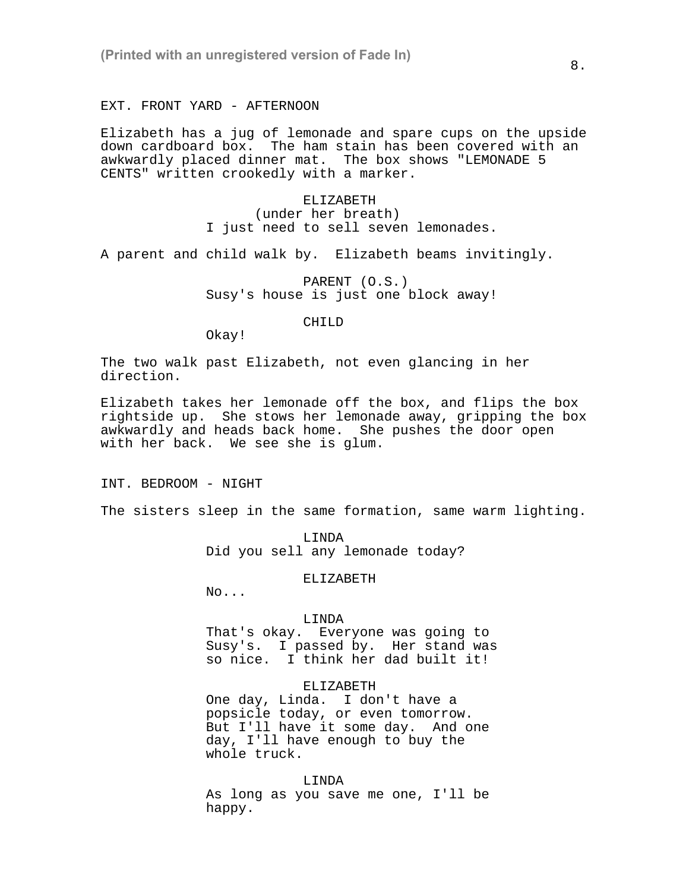EXT. FRONT YARD - AFTERNOON

Elizabeth has a jug of lemonade and spare cups on the upside down cardboard box. The ham stain has been covered with an awkwardly placed dinner mat. The box shows "LEMONADE 5 CENTS" written crookedly with a marker.

ELIZABETH
(under her breath)
I just need to sell seven lemonades.

A parent and child walk by. Elizabeth beams invitingly.

PARENT (O.S.)
Susy's house is just one block away!

CHILD
Okay!

The two walk past Elizabeth, not even glancing in her direction.

Elizabeth takes her lemonade off the box, and flips the box rightside up. She stows her lemonade away, gripping the box awkwardly and heads back home. She pushes the door open with her back. We see she is glum.

INT. BEDROOM - NIGHT

The sisters sleep in the same formation, same warm lighting.

LINDA
Did you sell any lemonade today?

ELIZABETH
No...

LINDA
That's okay. Everyone was going to Susy's. I passed by. Her stand was so nice. I think her dad built it!

ELIZABETH
One day, Linda. I don't have a popsicle today, or even tomorrow. But I'll have it some day. And one day, I'll have enough to buy the whole truck.

LINDA
As long as you save me one, I'll be happy.